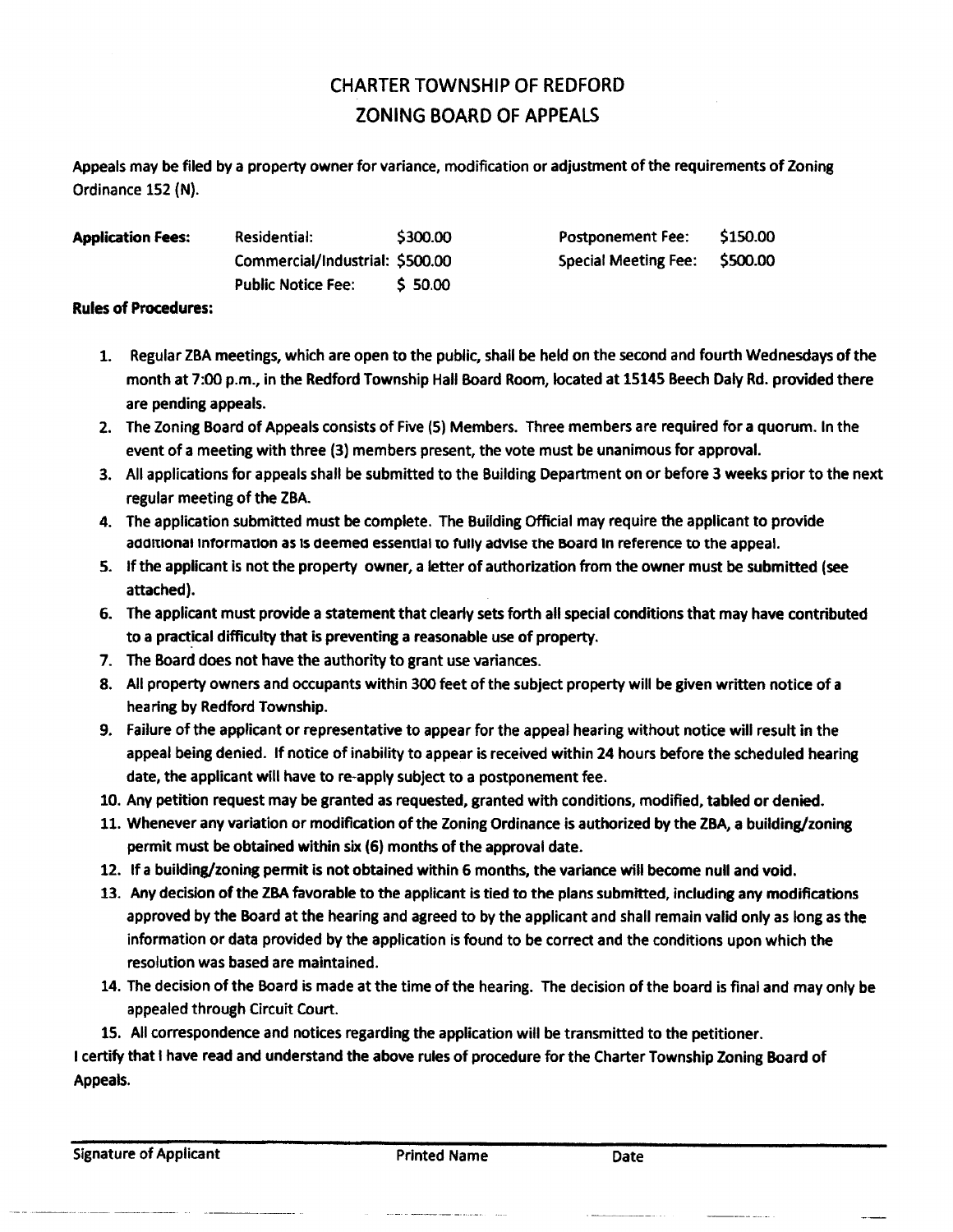# CHARTER TOWNSHIP OF REDFORD
## ZONING BOARD OF APPEALS

Appeals may be filed by a property owner for variance, modification or adjustment of the requirements of Zoning Ordinance 152 (N).

| **Application Fees:** | | | | |
|---|---|---|---|---|
| | Residential: | $300.00 | Postponement Fee: | $150.00 |
| | Commercial/Industrial: | $500.00 | Special Meeting Fee: | $500.00 |
| | Public Notice Fee: | $ 50.00 | | |

**Rules of Procedures:**

1. Regular ZBA meetings, which are open to the public, shall be held on the second and fourth Wednesdays of the month at 7:00 p.m., in the Redford Township Hall Board Room, located at 15145 Beech Daly Rd. provided there are pending appeals.
2. The Zoning Board of Appeals consists of Five (5) Members. Three members are required for a quorum. In the event of a meeting with three (3) members present, the vote must be unanimous for approval.
3. All applications for appeals shall be submitted to the Building Department on or before 3 weeks prior to the next regular meeting of the ZBA.
4. The application submitted must be complete. The Building Official may require the applicant to provide additional information as is deemed essential to fully advise the Board in reference to the appeal.
5. If the applicant is not the property owner, a letter of authorization from the owner must be submitted (see attached).
6. The applicant must provide a statement that clearly sets forth all special conditions that may have contributed to a practical difficulty that is preventing a reasonable use of property.
7. The Board does not have the authority to grant use variances.
8. All property owners and occupants within 300 feet of the subject property will be given written notice of a hearing by Redford Township.
9. Failure of the applicant or representative to appear for the appeal hearing without notice will result in the appeal being denied. If notice of inability to appear is received within 24 hours before the scheduled hearing date, the applicant will have to re-apply subject to a postponement fee.
10. Any petition request may be granted as requested, granted with conditions, modified, tabled or denied.
11. Whenever any variation or modification of the Zoning Ordinance is authorized by the ZBA, a building/zoning permit must be obtained within six (6) months of the approval date.
12. If a building/zoning permit is not obtained within 6 months, the variance will become null and void.
13. Any decision of the ZBA favorable to the applicant is tied to the plans submitted, including any modifications approved by the Board at the hearing and agreed to by the applicant and shall remain valid only as long as the information or data provided by the application is found to be correct and the conditions upon which the resolution was based are maintained.
14. The decision of the Board is made at the time of the hearing. The decision of the board is final and may only be appealed through Circuit Court.
15. All correspondence and notices regarding the application will be transmitted to the petitioner.

I certify that I have read and understand the above rules of procedure for the Charter Township Zoning Board of Appeals.

Signature of Applicant Printed Name Date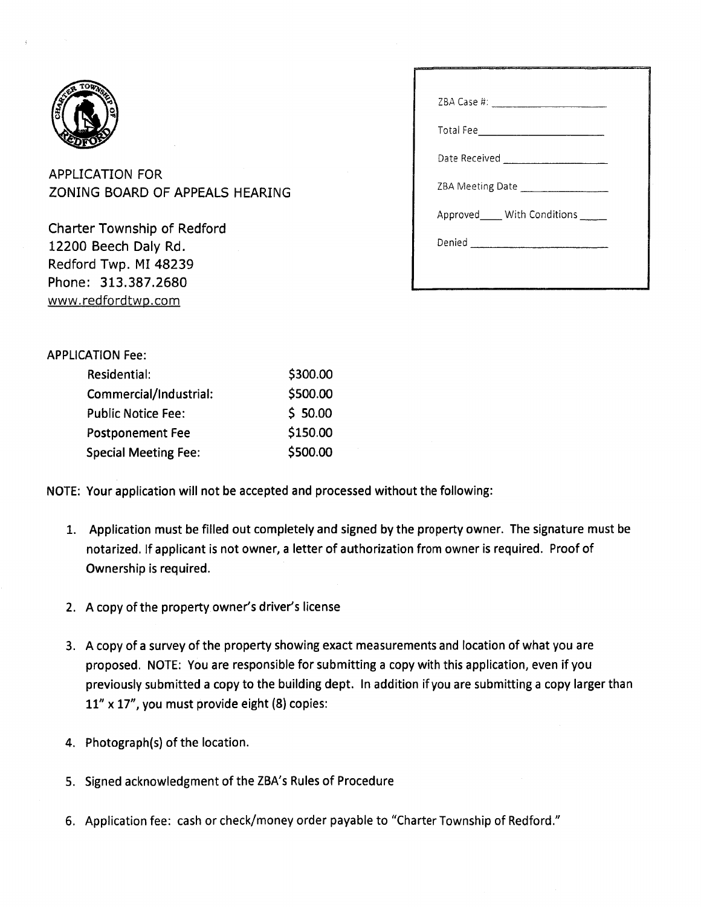APPLICATION FOR
ZONING BOARD OF APPEALS HEARING

Charter Township of Redford
12200 Beech Daly Rd.
Redford Twp. MI 48239
Phone: 313.387.2680
www.redfordtwp.com

ZBA Case #: ____________________

Total Fee____________________

Date Received ____________________

ZBA Meeting Date ____________________

Approved____ With Conditions _____

Denied ____________________

APPLICATION Fee:

| | |
|---|---|
| Residential: | $300.00 |
| Commercial/Industrial: | $500.00 |
| Public Notice Fee: | $ 50.00 |
| Postponement Fee | $150.00 |
| Special Meeting Fee: | $500.00 |

**NOTE: Your application will not be accepted and processed without the following:**

1. Application must be filled out completely and signed by the property owner. The signature must be notarized. If applicant is not owner, a letter of authorization from owner is required. Proof of Ownership is required.
2. A copy of the property owner's driver's license
3. A copy of a survey of the property showing exact measurements and location of what you are proposed. NOTE: You are responsible for submitting a copy with this application, even if you previously submitted a copy to the building dept. In addition if you are submitting a copy larger than 11" x 17", you must provide eight (8) copies:
4. Photograph(s) of the location.
5. Signed acknowledgment of the ZBA's Rules of Procedure
6. Application fee: cash or check/money order payable to "Charter Township of Redford."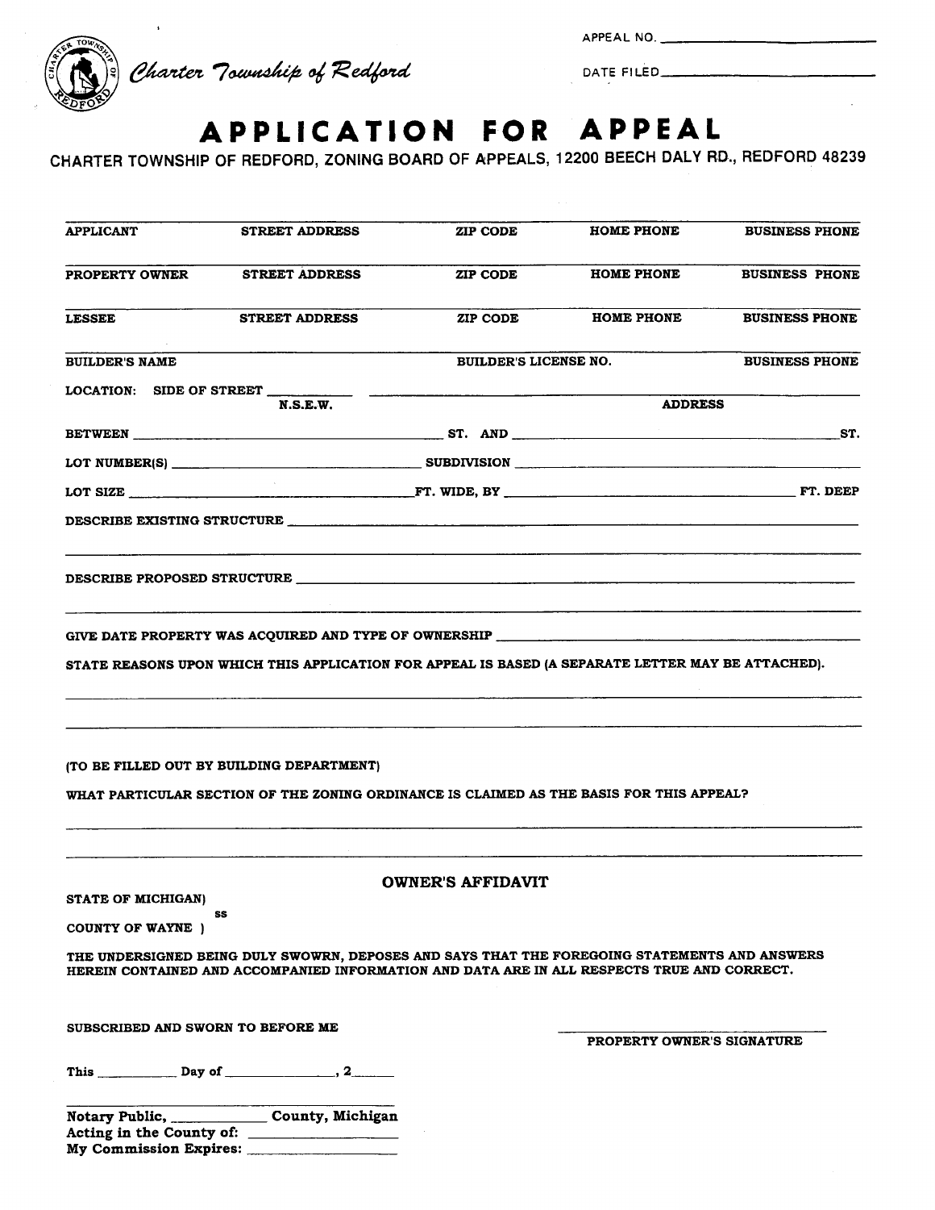Charter Township of Redford

APPEAL NO. ____________________

DATE FILED ____________________

# APPLICATION FOR APPEAL

CHARTER TOWNSHIP OF REDFORD, ZONING BOARD OF APPEALS, 12200 BEECH DALY RD., REDFORD 48239

| | | | | |
|---|---|---|---|---|
| **APPLICANT** | **STREET ADDRESS** | **ZIP CODE** | **HOME PHONE** | **BUSINESS PHONE** |
| **PROPERTY OWNER** | **STREET ADDRESS** | **ZIP CODE** | **HOME PHONE** | **BUSINESS PHONE** |
| **LESSEE** | **STREET ADDRESS** | **ZIP CODE** | **HOME PHONE** | **BUSINESS PHONE** |
| **BUILDER'S NAME** | | **BUILDER'S LICENSE NO.** | | **BUSINESS PHONE** |

**LOCATION: SIDE OF STREET** ____________ ____________________
**N.S.E.W.** **ADDRESS**

**BETWEEN** ____________________ **ST. AND** ____________________ **ST.**

**LOT NUMBER(S)** ____________________ **SUBDIVISION** ____________________

**LOT SIZE** ____________________ **FT. WIDE, BY** ____________________ **FT. DEEP**

**DESCRIBE EXISTING STRUCTURE** ____________________

**DESCRIBE PROPOSED STRUCTURE** ____________________

**GIVE DATE PROPERTY WAS ACQUIRED AND TYPE OF OWNERSHIP** ____________________

**STATE REASONS UPON WHICH THIS APPLICATION FOR APPEAL IS BASED (A SEPARATE LETTER MAY BE ATTACHED).**

**(TO BE FILLED OUT BY BUILDING DEPARTMENT)**

**WHAT PARTICULAR SECTION OF THE ZONING ORDINANCE IS CLAIMED AS THE BASIS FOR THIS APPEAL?**

## OWNER'S AFFIDAVIT

**STATE OF MICHIGAN)**
**ss**
**COUNTY OF WAYNE )**

**THE UNDERSIGNED BEING DULY SWOWRN, DEPOSES AND SAYS THAT THE FOREGOING STATEMENTS AND ANSWERS HEREIN CONTAINED AND ACCOMPANIED INFORMATION AND DATA ARE IN ALL RESPECTS TRUE AND CORRECT.**

**SUBSCRIBED AND SWORN TO BEFORE ME**

____________________
**PROPERTY OWNER'S SIGNATURE**

**This** __________ **Day of** ______________, **2**______

____________________
**Notary Public,** ____________ **County, Michigan**
**Acting in the County of:** ____________________
**My Commission Expires:** ____________________